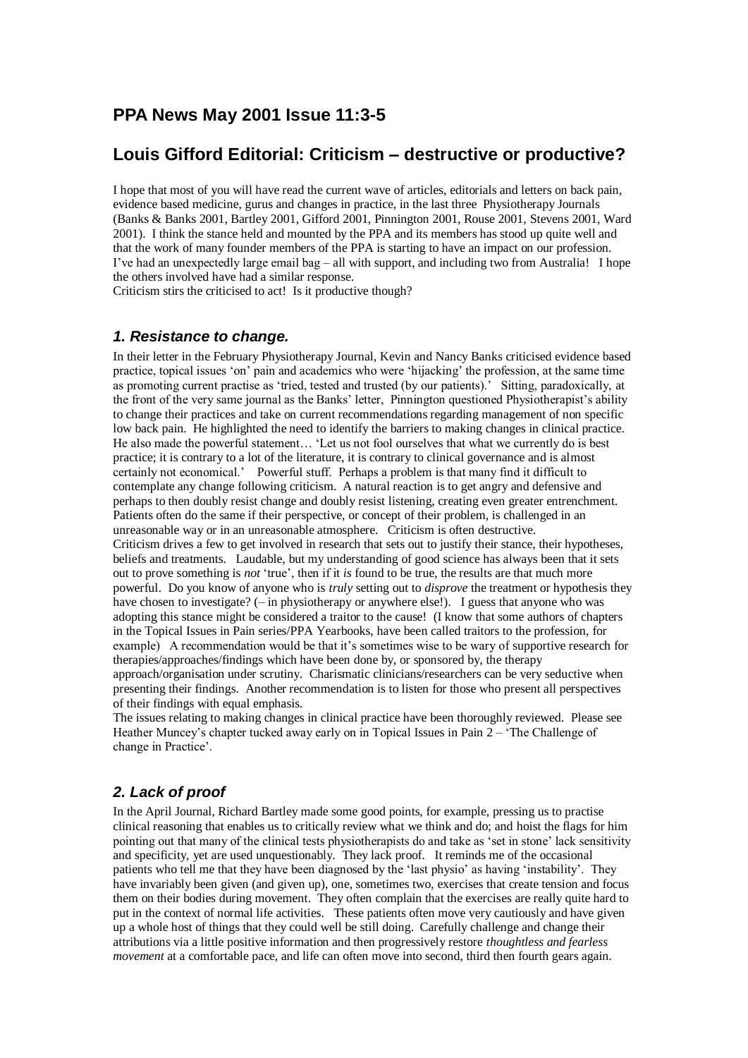## PPA News May 2001 Issue 11:3-5

## Louis Gifford Editorial: Criticism – destructive or productive?

I hope that most of you will have read the current wave of articles, editorials and letters on back pain, evidence based medicine, gurus and changes in practice, in the last three Physiotherapy Journals (Banks & Banks 2001, Bartley 2001, Gifford 2001, Pinnington 2001, Rouse 2001, Stevens 2001, Ward 2001). I think the stance held and mounted by the PPA and its members has stood up quite well and that the work of many founder members of the PPA is starting to have an impact on our profession. I've had an unexpectedly large email bag – all with support, and including two from Australia! I hope the others involved have had a similar response.
Criticism stirs the criticised to act! Is it productive though?

### *1. Resistance to change.*

In their letter in the February Physiotherapy Journal, Kevin and Nancy Banks criticised evidence based practice, topical issues 'on' pain and academics who were 'hijacking' the profession, at the same time as promoting current practise as 'tried, tested and trusted (by our patients).' Sitting, paradoxically, at the front of the very same journal as the Banks' letter, Pinnington questioned Physiotherapist's ability to change their practices and take on current recommendations regarding management of non specific low back pain. He highlighted the need to identify the barriers to making changes in clinical practice. He also made the powerful statement… 'Let us not fool ourselves that what we currently do is best practice; it is contrary to a lot of the literature, it is contrary to clinical governance and is almost certainly not economical.' Powerful stuff. Perhaps a problem is that many find it difficult to contemplate any change following criticism. A natural reaction is to get angry and defensive and perhaps to then doubly resist change and doubly resist listening, creating even greater entrenchment. Patients often do the same if their perspective, or concept of their problem, is challenged in an unreasonable way or in an unreasonable atmosphere. Criticism is often destructive.
Criticism drives a few to get involved in research that sets out to justify their stance, their hypotheses, beliefs and treatments. Laudable, but my understanding of good science has always been that it sets out to prove something is *not* 'true', then if it *is* found to be true, the results are that much more powerful. Do you know of anyone who is *truly* setting out to *disprove* the treatment or hypothesis they have chosen to investigate? (– in physiotherapy or anywhere else!). I guess that anyone who was adopting this stance might be considered a traitor to the cause! (I know that some authors of chapters in the Topical Issues in Pain series/PPA Yearbooks, have been called traitors to the profession, for example) A recommendation would be that it's sometimes wise to be wary of supportive research for therapies/approaches/findings which have been done by, or sponsored by, the therapy approach/organisation under scrutiny. Charismatic clinicians/researchers can be very seductive when presenting their findings. Another recommendation is to listen for those who present all perspectives of their findings with equal emphasis.
The issues relating to making changes in clinical practice have been thoroughly reviewed. Please see Heather Muncey's chapter tucked away early on in Topical Issues in Pain 2 – 'The Challenge of change in Practice'.

### *2. Lack of proof*

In the April Journal, Richard Bartley made some good points, for example, pressing us to practise clinical reasoning that enables us to critically review what we think and do; and hoist the flags for him pointing out that many of the clinical tests physiotherapists do and take as 'set in stone' lack sensitivity and specificity, yet are used unquestionably. They lack proof. It reminds me of the occasional patients who tell me that they have been diagnosed by the 'last physio' as having 'instability'. They have invariably been given (and given up), one, sometimes two, exercises that create tension and focus them on their bodies during movement. They often complain that the exercises are really quite hard to put in the context of normal life activities. These patients often move very cautiously and have given up a whole host of things that they could well be still doing. Carefully challenge and change their attributions via a little positive information and then progressively restore *thoughtless and fearless movement* at a comfortable pace, and life can often move into second, third then fourth gears again.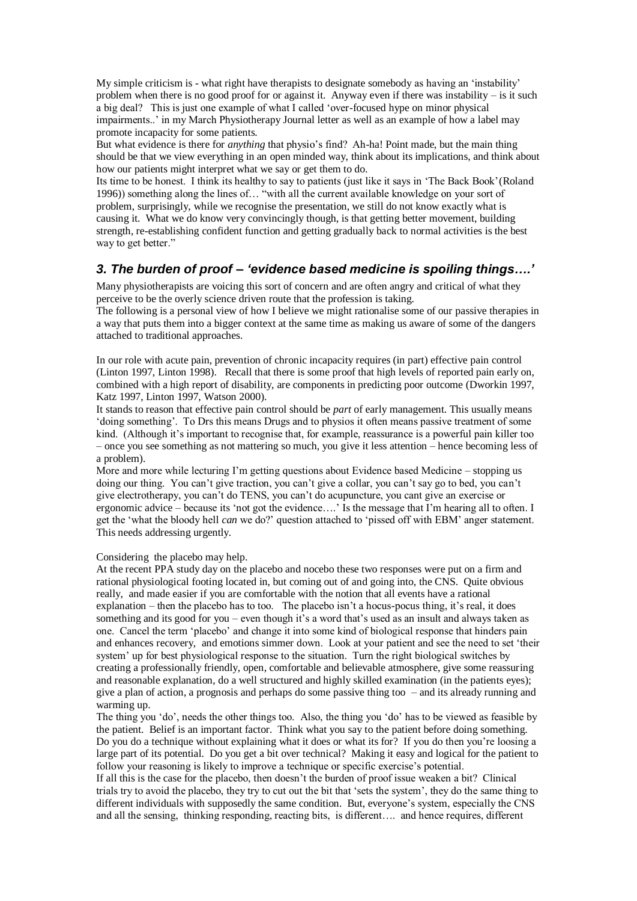My simple criticism is - what right have therapists to designate somebody as having an 'instability' problem when there is no good proof for or against it. Anyway even if there was instability – is it such a big deal? This is just one example of what I called 'over-focused hype on minor physical impairments..' in my March Physiotherapy Journal letter as well as an example of how a label may promote incapacity for some patients.

But what evidence is there for *anything* that physio's find? Ah-ha! Point made, but the main thing should be that we view everything in an open minded way, think about its implications, and think about how our patients might interpret what we say or get them to do.

Its time to be honest. I think its healthy to say to patients (just like it says in 'The Back Book'(Roland 1996)) something along the lines of… "with all the current available knowledge on your sort of problem, surprisingly, while we recognise the presentation, we still do not know exactly what is causing it. What we do know very convincingly though, is that getting better movement, building strength, re-establishing confident function and getting gradually back to normal activities is the best way to get better."

### *3. The burden of proof – 'evidence based medicine is spoiling things….'*

Many physiotherapists are voicing this sort of concern and are often angry and critical of what they perceive to be the overly science driven route that the profession is taking.

The following is a personal view of how I believe we might rationalise some of our passive therapies in a way that puts them into a bigger context at the same time as making us aware of some of the dangers attached to traditional approaches.

In our role with acute pain, prevention of chronic incapacity requires (in part) effective pain control (Linton 1997, Linton 1998). Recall that there is some proof that high levels of reported pain early on, combined with a high report of disability, are components in predicting poor outcome (Dworkin 1997, Katz 1997, Linton 1997, Watson 2000).

It stands to reason that effective pain control should be *part* of early management. This usually means 'doing something'. To Drs this means Drugs and to physios it often means passive treatment of some kind. (Although it's important to recognise that, for example, reassurance is a powerful pain killer too – once you see something as not mattering so much, you give it less attention – hence becoming less of a problem).

More and more while lecturing I'm getting questions about Evidence based Medicine – stopping us doing our thing. You can't give traction, you can't give a collar, you can't say go to bed, you can't give electrotherapy, you can't do TENS, you can't do acupuncture, you cant give an exercise or ergonomic advice – because its 'not got the evidence….' Is the message that I'm hearing all to often. I get the 'what the bloody hell *can* we do?' question attached to 'pissed off with EBM' anger statement. This needs addressing urgently.

Considering the placebo may help.

At the recent PPA study day on the placebo and nocebo these two responses were put on a firm and rational physiological footing located in, but coming out of and going into, the CNS. Quite obvious really, and made easier if you are comfortable with the notion that all events have a rational explanation – then the placebo has to too. The placebo isn't a hocus-pocus thing, it's real, it does something and its good for you – even though it's a word that's used as an insult and always taken as one. Cancel the term 'placebo' and change it into some kind of biological response that hinders pain and enhances recovery, and emotions simmer down. Look at your patient and see the need to set 'their system' up for best physiological response to the situation. Turn the right biological switches by creating a professionally friendly, open, comfortable and believable atmosphere, give some reassuring and reasonable explanation, do a well structured and highly skilled examination (in the patients eyes); give a plan of action, a prognosis and perhaps do some passive thing too – and its already running and warming up.

The thing you 'do', needs the other things too. Also, the thing you 'do' has to be viewed as feasible by the patient. Belief is an important factor. Think what you say to the patient before doing something. Do you do a technique without explaining what it does or what its for? If you do then you're loosing a large part of its potential. Do you get a bit over technical? Making it easy and logical for the patient to follow your reasoning is likely to improve a technique or specific exercise's potential.

If all this is the case for the placebo, then doesn't the burden of proof issue weaken a bit? Clinical trials try to avoid the placebo, they try to cut out the bit that 'sets the system', they do the same thing to different individuals with supposedly the same condition. But, everyone's system, especially the CNS and all the sensing, thinking responding, reacting bits, is different…. and hence requires, different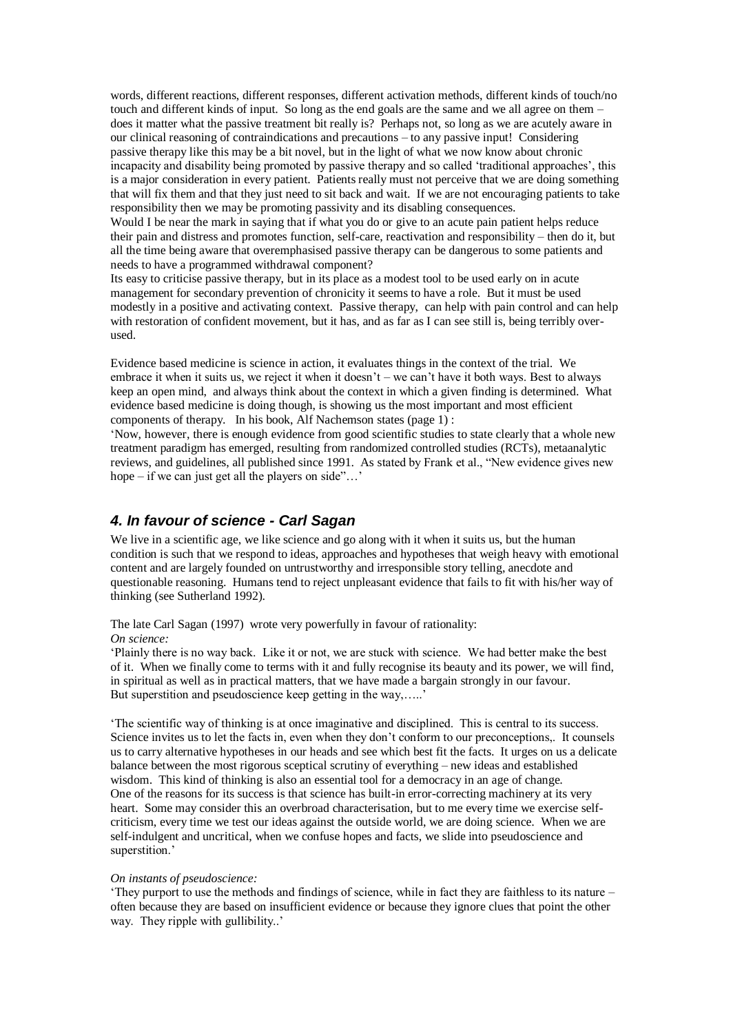words, different reactions, different responses, different activation methods, different kinds of touch/no touch and different kinds of input. So long as the end goals are the same and we all agree on them – does it matter what the passive treatment bit really is? Perhaps not, so long as we are acutely aware in our clinical reasoning of contraindications and precautions – to any passive input! Considering passive therapy like this may be a bit novel, but in the light of what we now know about chronic incapacity and disability being promoted by passive therapy and so called 'traditional approaches', this is a major consideration in every patient. Patients really must not perceive that we are doing something that will fix them and that they just need to sit back and wait. If we are not encouraging patients to take responsibility then we may be promoting passivity and its disabling consequences.

Would I be near the mark in saying that if what you do or give to an acute pain patient helps reduce their pain and distress and promotes function, self-care, reactivation and responsibility – then do it, but all the time being aware that overemphasised passive therapy can be dangerous to some patients and needs to have a programmed withdrawal component?

Its easy to criticise passive therapy, but in its place as a modest tool to be used early on in acute management for secondary prevention of chronicity it seems to have a role. But it must be used modestly in a positive and activating context. Passive therapy, can help with pain control and can help with restoration of confident movement, but it has, and as far as I can see still is, being terribly over-used.

Evidence based medicine is science in action, it evaluates things in the context of the trial. We embrace it when it suits us, we reject it when it doesn't – we can't have it both ways. Best to always keep an open mind, and always think about the context in which a given finding is determined. What evidence based medicine is doing though, is showing us the most important and most efficient components of therapy. In his book, Alf Nachemson states (page 1) :

'Now, however, there is enough evidence from good scientific studies to state clearly that a whole new treatment paradigm has emerged, resulting from randomized controlled studies (RCTs), metaanalytic reviews, and guidelines, all published since 1991. As stated by Frank et al., "New evidence gives new hope – if we can just get all the players on side"…'

## 4. In favour of science - Carl Sagan

We live in a scientific age, we like science and go along with it when it suits us, but the human condition is such that we respond to ideas, approaches and hypotheses that weigh heavy with emotional content and are largely founded on untrustworthy and irresponsible story telling, anecdote and questionable reasoning. Humans tend to reject unpleasant evidence that fails to fit with his/her way of thinking (see Sutherland 1992).

The late Carl Sagan (1997) wrote very powerfully in favour of rationality:

*On science:*

'Plainly there is no way back. Like it or not, we are stuck with science. We had better make the best of it. When we finally come to terms with it and fully recognise its beauty and its power, we will find, in spiritual as well as in practical matters, that we have made a bargain strongly in our favour. But superstition and pseudoscience keep getting in the way,…..'

'The scientific way of thinking is at once imaginative and disciplined. This is central to its success. Science invites us to let the facts in, even when they don't conform to our preconceptions,. It counsels us to carry alternative hypotheses in our heads and see which best fit the facts. It urges on us a delicate balance between the most rigorous sceptical scrutiny of everything – new ideas and established wisdom. This kind of thinking is also an essential tool for a democracy in an age of change. One of the reasons for its success is that science has built-in error-correcting machinery at its very heart. Some may consider this an overbroad characterisation, but to me every time we exercise self-criticism, every time we test our ideas against the outside world, we are doing science. When we are self-indulgent and uncritical, when we confuse hopes and facts, we slide into pseudoscience and superstition.'

*On instants of pseudoscience:*

'They purport to use the methods and findings of science, while in fact they are faithless to its nature – often because they are based on insufficient evidence or because they ignore clues that point the other way. They ripple with gullibility..'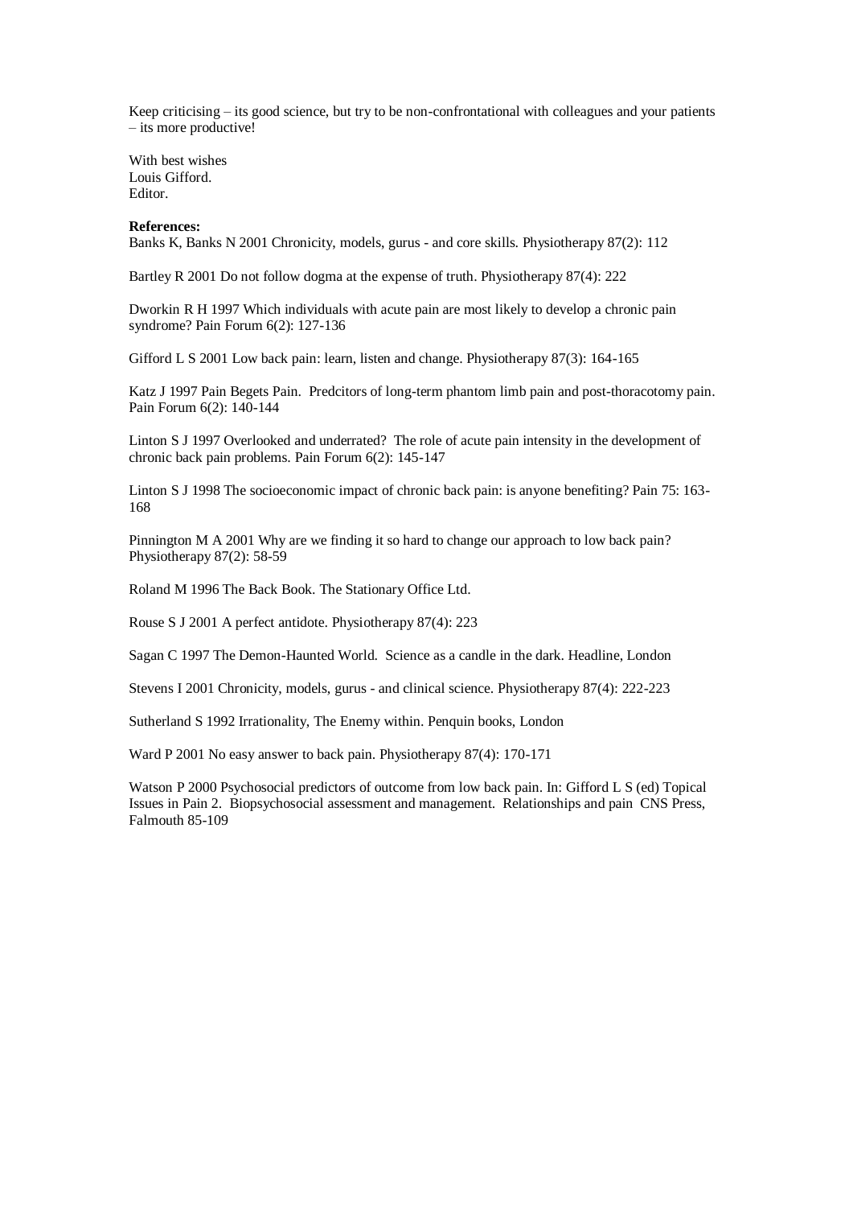Keep criticising – its good science, but try to be non-confrontational with colleagues and your patients – its more productive!

With best wishes
Louis Gifford.
Editor.

**References:**

Banks K, Banks N 2001 Chronicity, models, gurus - and core skills. Physiotherapy 87(2): 112

Bartley R 2001 Do not follow dogma at the expense of truth. Physiotherapy 87(4): 222

Dworkin R H 1997 Which individuals with acute pain are most likely to develop a chronic pain syndrome? Pain Forum 6(2): 127-136

Gifford L S 2001 Low back pain: learn, listen and change. Physiotherapy 87(3): 164-165

Katz J 1997 Pain Begets Pain. Predcitors of long-term phantom limb pain and post-thoracotomy pain. Pain Forum 6(2): 140-144

Linton S J 1997 Overlooked and underrated? The role of acute pain intensity in the development of chronic back pain problems. Pain Forum 6(2): 145-147

Linton S J 1998 The socioeconomic impact of chronic back pain: is anyone benefiting? Pain 75: 163-168

Pinnington M A 2001 Why are we finding it so hard to change our approach to low back pain? Physiotherapy 87(2): 58-59

Roland M 1996 The Back Book. The Stationary Office Ltd.

Rouse S J 2001 A perfect antidote. Physiotherapy 87(4): 223

Sagan C 1997 The Demon-Haunted World. Science as a candle in the dark. Headline, London

Stevens I 2001 Chronicity, models, gurus - and clinical science. Physiotherapy 87(4): 222-223

Sutherland S 1992 Irrationality, The Enemy within. Penquin books, London

Ward P 2001 No easy answer to back pain. Physiotherapy 87(4): 170-171

Watson P 2000 Psychosocial predictors of outcome from low back pain. In: Gifford L S (ed) Topical Issues in Pain 2. Biopsychosocial assessment and management. Relationships and pain CNS Press, Falmouth 85-109